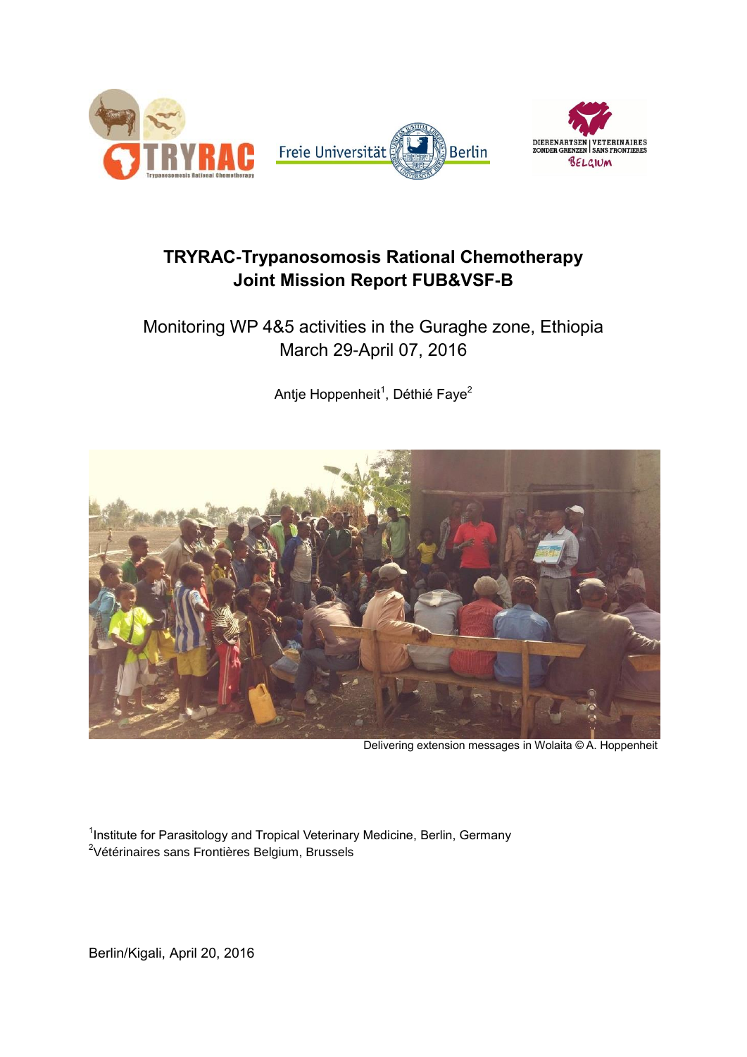# TRYRAC-Trypanosomosis Rational Chemotherapy
# Joint Mission Report FUB&VSF-B

## Monitoring WP 4&5 activities in the Guraghe zone, Ethiopia
## March 29-April 07, 2016

Antje Hoppenheit[1], Déthié Faye[2]

Delivering extension messages in Wolaita © A. Hoppenheit

[1]Institute for Parasitology and Tropical Veterinary Medicine, Berlin, Germany
[2]Vétérinaires sans Frontières Belgium, Brussels

Berlin/Kigali, April 20, 2016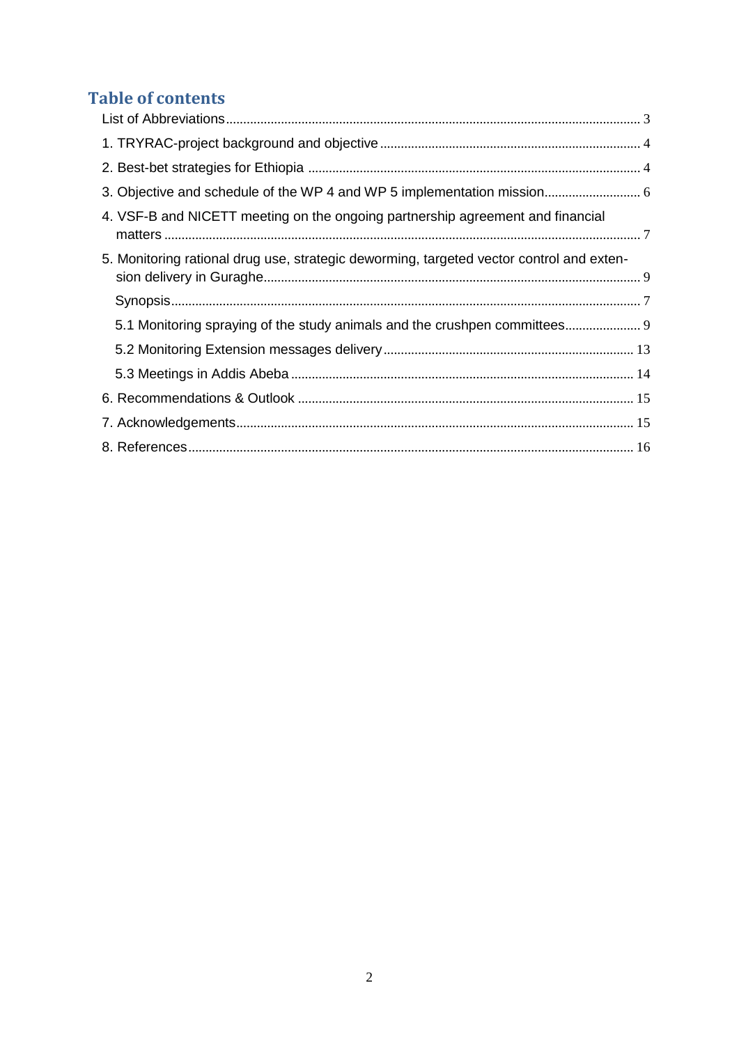## Table of contents

List of Abbreviations ........................................................................ 3

1. TRYRAC-project background and objective ........................................................................ 4

2. Best-bet strategies for Ethiopia ........................................................................ 4

3. Objective and schedule of the WP 4 and WP 5 implementation mission ........................................................................ 6

4. VSF-B and NICETT meeting on the ongoing partnership agreement and financial matters ........................................................................ 7

5. Monitoring rational drug use, strategic deworming, targeted vector control and extension delivery in Guraghe ........................................................................ 9

   Synopsis ........................................................................ 7

   5.1 Monitoring spraying of the study animals and the crushpen committees ........................................................................ 9

   5.2 Monitoring Extension messages delivery ........................................................................ 13

   5.3 Meetings in Addis Abeba ........................................................................ 14

6. Recommendations & Outlook ........................................................................ 15

7. Acknowledgements ........................................................................ 15

8. References ........................................................................ 16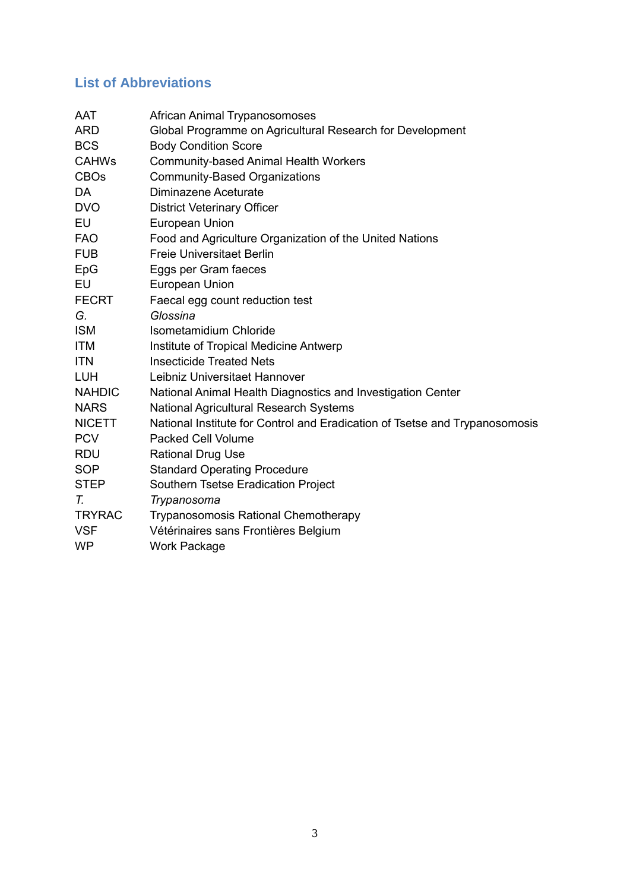## List of Abbreviations

| | |
|---|---|
| AAT | African Animal Trypanosomoses |
| ARD | Global Programme on Agricultural Research for Development |
| BCS | Body Condition Score |
| CAHWs | Community-based Animal Health Workers |
| CBOs | Community-Based Organizations |
| DA | Diminazene Aceturate |
| DVO | District Veterinary Officer |
| EU | European Union |
| FAO | Food and Agriculture Organization of the United Nations |
| FUB | Freie Universitaet Berlin |
| EpG | Eggs per Gram faeces |
| EU | European Union |
| FECRT | Faecal egg count reduction test |
| *G.* | *Glossina* |
| ISM | Isometamidium Chloride |
| ITM | Institute of Tropical Medicine Antwerp |
| ITN | Insecticide Treated Nets |
| LUH | Leibniz Universitaet Hannover |
| NAHDIC | National Animal Health Diagnostics and Investigation Center |
| NARS | National Agricultural Research Systems |
| NICETT | National Institute for Control and Eradication of Tsetse and Trypanosomosis |
| PCV | Packed Cell Volume |
| RDU | Rational Drug Use |
| SOP | Standard Operating Procedure |
| STEP | Southern Tsetse Eradication Project |
| *T.* | *Trypanosoma* |
| TRYRAC | Trypanosomosis Rational Chemotherapy |
| VSF | Vétérinaires sans Frontières Belgium |
| WP | Work Package |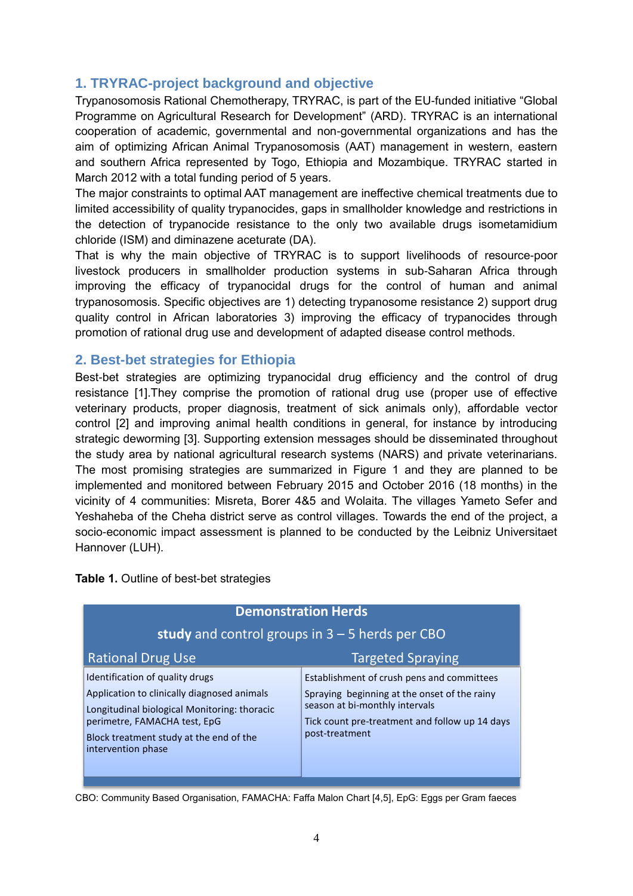## 1. TRYRAC-project background and objective

Trypanosomosis Rational Chemotherapy, TRYRAC, is part of the EU-funded initiative "Global Programme on Agricultural Research for Development" (ARD). TRYRAC is an international cooperation of academic, governmental and non-governmental organizations and has the aim of optimizing African Animal Trypanosomosis (AAT) management in western, eastern and southern Africa represented by Togo, Ethiopia and Mozambique. TRYRAC started in March 2012 with a total funding period of 5 years.

The major constraints to optimal AAT management are ineffective chemical treatments due to limited accessibility of quality trypanocides, gaps in smallholder knowledge and restrictions in the detection of trypanocide resistance to the only two available drugs isometamidium chloride (ISM) and diminazene aceturate (DA).

That is why the main objective of TRYRAC is to support livelihoods of resource-poor livestock producers in smallholder production systems in sub-Saharan Africa through improving the efficacy of trypanocidal drugs for the control of human and animal trypanosomosis. Specific objectives are 1) detecting trypanosome resistance 2) support drug quality control in African laboratories 3) improving the efficacy of trypanocides through promotion of rational drug use and development of adapted disease control methods.

## 2. Best-bet strategies for Ethiopia

Best-bet strategies are optimizing trypanocidal drug efficiency and the control of drug resistance [1].They comprise the promotion of rational drug use (proper use of effective veterinary products, proper diagnosis, treatment of sick animals only), affordable vector control [2] and improving animal health conditions in general, for instance by introducing strategic deworming [3]. Supporting extension messages should be disseminated throughout the study area by national agricultural research systems (NARS) and private veterinarians. The most promising strategies are summarized in Figure 1 and they are planned to be implemented and monitored between February 2015 and October 2016 (18 months) in the vicinity of 4 communities: Misreta, Borer 4&5 and Wolaita. The villages Yameto Sefer and Yeshaheba of the Cheha district serve as control villages. Towards the end of the project, a socio-economic impact assessment is planned to be conducted by the Leibniz Universitaet Hannover (LUH).

**Table 1.** Outline of best-bet strategies

| **Demonstration Herds** **study** and control groups in 3 – 5 herds per CBO | |
|---|---|
| Rational Drug Use | Targeted Spraying |
| Identification of quality drugs | Establishment of crush pens and committees |
| Application to clinically diagnosed animals | Spraying beginning at the onset of the rainy season at bi-monthly intervals |
| Longitudinal biological Monitoring: thoracic perimetre, FAMACHA test, EpG | Tick count pre-treatment and follow up 14 days post-treatment |
| Block treatment study at the end of the intervention phase | |

CBO: Community Based Organisation, FAMACHA: Faffa Malon Chart [4,5], EpG: Eggs per Gram faeces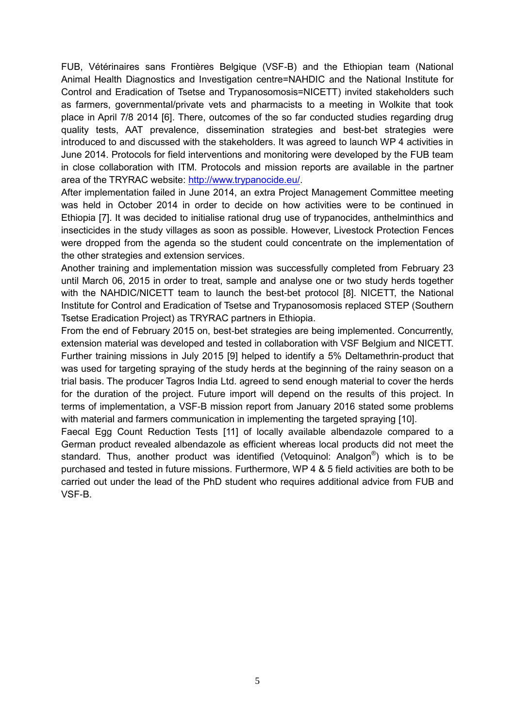FUB, Vétérinaires sans Frontières Belgique (VSF-B) and the Ethiopian team (National Animal Health Diagnostics and Investigation centre=NAHDIC and the National Institute for Control and Eradication of Tsetse and Trypanosomosis=NICETT) invited stakeholders such as farmers, governmental/private vets and pharmacists to a meeting in Wolkite that took place in April 7/8 2014 [6]. There, outcomes of the so far conducted studies regarding drug quality tests, AAT prevalence, dissemination strategies and best-bet strategies were introduced to and discussed with the stakeholders. It was agreed to launch WP 4 activities in June 2014. Protocols for field interventions and monitoring were developed by the FUB team in close collaboration with ITM. Protocols and mission reports are available in the partner area of the TRYRAC website: [http://www.trypanocide.eu/](http://www.trypanocide.eu/).

After implementation failed in June 2014, an extra Project Management Committee meeting was held in October 2014 in order to decide on how activities were to be continued in Ethiopia [7]. It was decided to initialise rational drug use of trypanocides, anthelminthics and insecticides in the study villages as soon as possible. However, Livestock Protection Fences were dropped from the agenda so the student could concentrate on the implementation of the other strategies and extension services.

Another training and implementation mission was successfully completed from February 23 until March 06, 2015 in order to treat, sample and analyse one or two study herds together with the NAHDIC/NICETT team to launch the best-bet protocol [8]. NICETT, the National Institute for Control and Eradication of Tsetse and Trypanosomosis replaced STEP (Southern Tsetse Eradication Project) as TRYRAC partners in Ethiopia.

From the end of February 2015 on, best-bet strategies are being implemented. Concurrently, extension material was developed and tested in collaboration with VSF Belgium and NICETT. Further training missions in July 2015 [9] helped to identify a 5% Deltamethrin-product that was used for targeting spraying of the study herds at the beginning of the rainy season on a trial basis. The producer Tagros India Ltd. agreed to send enough material to cover the herds for the duration of the project. Future import will depend on the results of this project. In terms of implementation, a VSF-B mission report from January 2016 stated some problems with material and farmers communication in implementing the targeted spraying [10].

Faecal Egg Count Reduction Tests [11] of locally available albendazole compared to a German product revealed albendazole as efficient whereas local products did not meet the standard. Thus, another product was identified (Vetoquinol: Analgon®) which is to be purchased and tested in future missions. Furthermore, WP 4 & 5 field activities are both to be carried out under the lead of the PhD student who requires additional advice from FUB and VSF-B.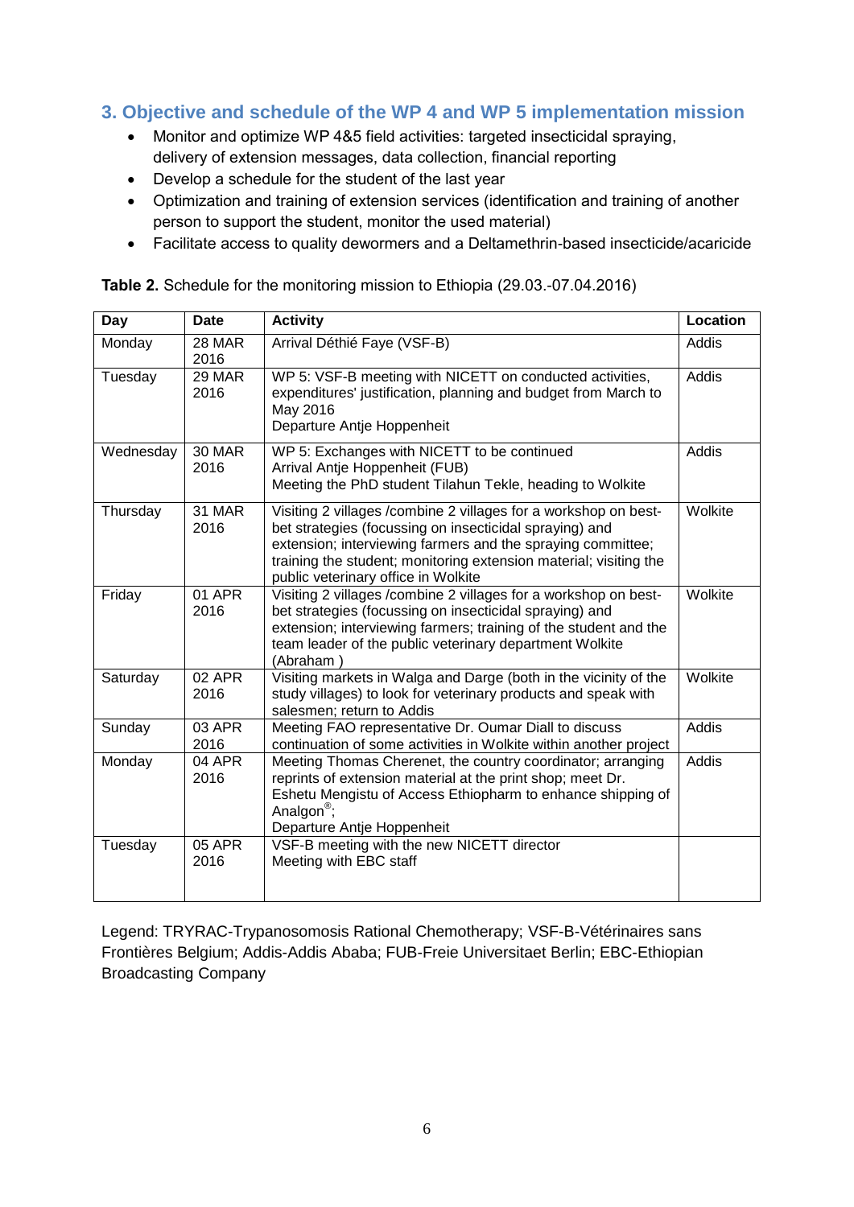## 3. Objective and schedule of the WP 4 and WP 5 implementation mission

- Monitor and optimize WP 4&5 field activities: targeted insecticidal spraying, delivery of extension messages, data collection, financial reporting
- Develop a schedule for the student of the last year
- Optimization and training of extension services (identification and training of another person to support the student, monitor the used material)
- Facilitate access to quality dewormers and a Deltamethrin-based insecticide/acaricide

**Table 2.** Schedule for the monitoring mission to Ethiopia (29.03.-07.04.2016)

| Day | Date | Activity | Location |
|---|---|---|---|
| Monday | 28 MAR 2016 | Arrival Déthié Faye (VSF-B) | Addis |
| Tuesday | 29 MAR 2016 | WP 5: VSF-B meeting with NICETT on conducted activities, expenditures' justification, planning and budget from March to May 2016<br>Departure Antje Hoppenheit | Addis |
| Wednesday | 30 MAR 2016 | WP 5: Exchanges with NICETT to be continued<br>Arrival Antje Hoppenheit (FUB)<br>Meeting the PhD student Tilahun Tekle, heading to Wolkite | Addis |
| Thursday | 31 MAR 2016 | Visiting 2 villages /combine 2 villages for a workshop on best-bet strategies (focussing on insecticidal spraying) and extension; interviewing farmers and the spraying committee; training the student; monitoring extension material; visiting the public veterinary office in Wolkite | Wolkite |
| Friday | 01 APR 2016 | Visiting 2 villages /combine 2 villages for a workshop on best-bet strategies (focussing on insecticidal spraying) and extension; interviewing farmers; training of the student and the team leader of the public veterinary department Wolkite (Abraham ) | Wolkite |
| Saturday | 02 APR 2016 | Visiting markets in Walga and Darge (both in the vicinity of the study villages) to look for veterinary products and speak with salesmen; return to Addis | Wolkite |
| Sunday | 03 APR 2016 | Meeting FAO representative Dr. Oumar Diall to discuss continuation of some activities in Wolkite within another project | Addis |
| Monday | 04 APR 2016 | Meeting Thomas Cherenet, the country coordinator; arranging reprints of extension material at the print shop; meet Dr. Eshetu Mengistu of Access Ethiopharm to enhance shipping of Analgon®;<br>Departure Antje Hoppenheit | Addis |
| Tuesday | 05 APR 2016 | VSF-B meeting with the new NICETT director<br>Meeting with EBC staff | |

Legend: TRYRAC-Trypanosomosis Rational Chemotherapy; VSF-B-Vétérinaires sans Frontières Belgium; Addis-Addis Ababa; FUB-Freie Universitaet Berlin; EBC-Ethiopian Broadcasting Company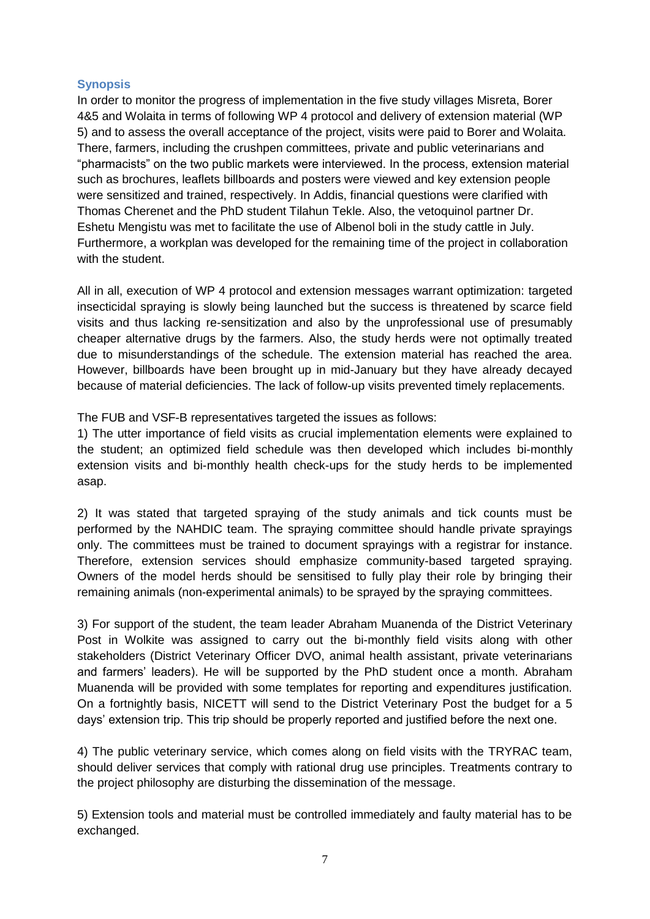## Synopsis

In order to monitor the progress of implementation in the five study villages Misreta, Borer 4&5 and Wolaita in terms of following WP 4 protocol and delivery of extension material (WP 5) and to assess the overall acceptance of the project, visits were paid to Borer and Wolaita. There, farmers, including the crushpen committees, private and public veterinarians and "pharmacists" on the two public markets were interviewed. In the process, extension material such as brochures, leaflets billboards and posters were viewed and key extension people were sensitized and trained, respectively. In Addis, financial questions were clarified with Thomas Cherenet and the PhD student Tilahun Tekle. Also, the vetoquinol partner Dr. Eshetu Mengistu was met to facilitate the use of Albenol boli in the study cattle in July. Furthermore, a workplan was developed for the remaining time of the project in collaboration with the student.

All in all, execution of WP 4 protocol and extension messages warrant optimization: targeted insecticidal spraying is slowly being launched but the success is threatened by scarce field visits and thus lacking re-sensitization and also by the unprofessional use of presumably cheaper alternative drugs by the farmers. Also, the study herds were not optimally treated due to misunderstandings of the schedule. The extension material has reached the area. However, billboards have been brought up in mid-January but they have already decayed because of material deficiencies. The lack of follow-up visits prevented timely replacements.

The FUB and VSF-B representatives targeted the issues as follows:

1) The utter importance of field visits as crucial implementation elements were explained to the student; an optimized field schedule was then developed which includes bi-monthly extension visits and bi-monthly health check-ups for the study herds to be implemented asap.

2) It was stated that targeted spraying of the study animals and tick counts must be performed by the NAHDIC team. The spraying committee should handle private sprayings only. The committees must be trained to document sprayings with a registrar for instance. Therefore, extension services should emphasize community-based targeted spraying. Owners of the model herds should be sensitised to fully play their role by bringing their remaining animals (non-experimental animals) to be sprayed by the spraying committees.

3) For support of the student, the team leader Abraham Muanenda of the District Veterinary Post in Wolkite was assigned to carry out the bi-monthly field visits along with other stakeholders (District Veterinary Officer DVO, animal health assistant, private veterinarians and farmers' leaders). He will be supported by the PhD student once a month. Abraham Muanenda will be provided with some templates for reporting and expenditures justification. On a fortnightly basis, NICETT will send to the District Veterinary Post the budget for a 5 days' extension trip. This trip should be properly reported and justified before the next one.

4) The public veterinary service, which comes along on field visits with the TRYRAC team, should deliver services that comply with rational drug use principles. Treatments contrary to the project philosophy are disturbing the dissemination of the message.

5) Extension tools and material must be controlled immediately and faulty material has to be exchanged.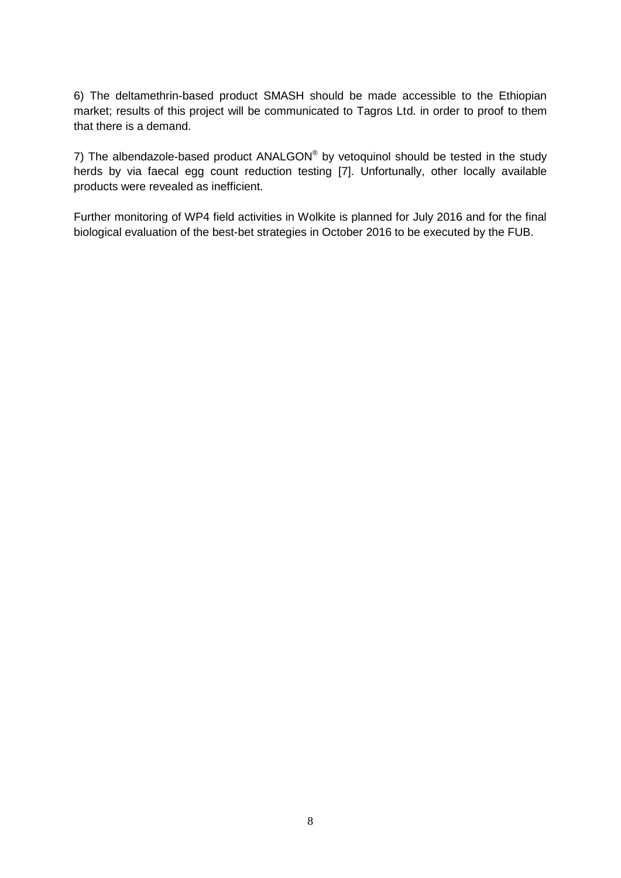6) The deltamethrin-based product SMASH should be made accessible to the Ethiopian market; results of this project will be communicated to Tagros Ltd. in order to proof to them that there is a demand.

7) The albendazole-based product ANALGON® by vetoquinol should be tested in the study herds by via faecal egg count reduction testing [7]. Unfortunally, other locally available products were revealed as inefficient.

Further monitoring of WP4 field activities in Wolkite is planned for July 2016 and for the final biological evaluation of the best-bet strategies in October 2016 to be executed by the FUB.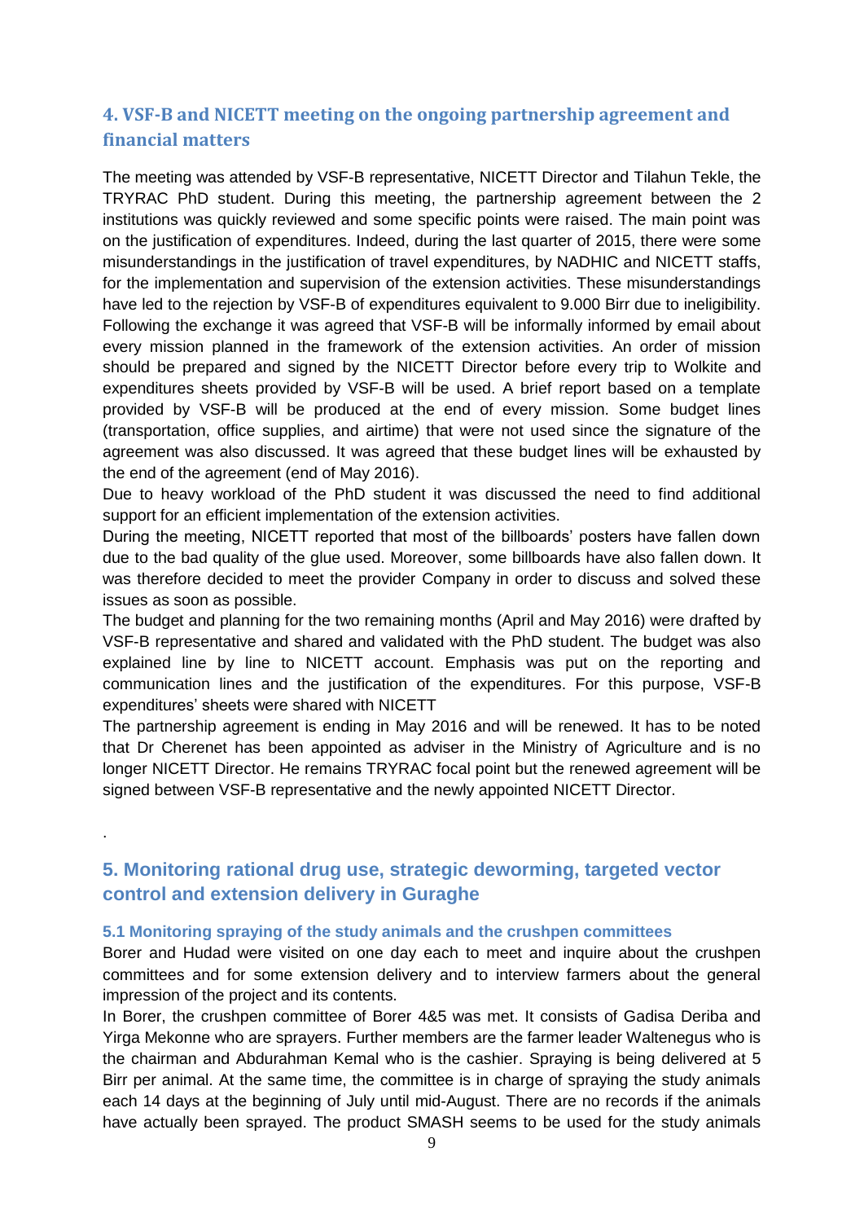## 4. VSF-B and NICETT meeting on the ongoing partnership agreement and financial matters

The meeting was attended by VSF-B representative, NICETT Director and Tilahun Tekle, the TRYRAC PhD student. During this meeting, the partnership agreement between the 2 institutions was quickly reviewed and some specific points were raised. The main point was on the justification of expenditures. Indeed, during the last quarter of 2015, there were some misunderstandings in the justification of travel expenditures, by NADHIC and NICETT staffs, for the implementation and supervision of the extension activities. These misunderstandings have led to the rejection by VSF-B of expenditures equivalent to 9.000 Birr due to ineligibility. Following the exchange it was agreed that VSF-B will be informally informed by email about every mission planned in the framework of the extension activities. An order of mission should be prepared and signed by the NICETT Director before every trip to Wolkite and expenditures sheets provided by VSF-B will be used. A brief report based on a template provided by VSF-B will be produced at the end of every mission. Some budget lines (transportation, office supplies, and airtime) that were not used since the signature of the agreement was also discussed. It was agreed that these budget lines will be exhausted by the end of the agreement (end of May 2016).

Due to heavy workload of the PhD student it was discussed the need to find additional support for an efficient implementation of the extension activities.

During the meeting, NICETT reported that most of the billboards' posters have fallen down due to the bad quality of the glue used. Moreover, some billboards have also fallen down. It was therefore decided to meet the provider Company in order to discuss and solved these issues as soon as possible.

The budget and planning for the two remaining months (April and May 2016) were drafted by VSF-B representative and shared and validated with the PhD student. The budget was also explained line by line to NICETT account. Emphasis was put on the reporting and communication lines and the justification of the expenditures. For this purpose, VSF-B expenditures' sheets were shared with NICETT

The partnership agreement is ending in May 2016 and will be renewed. It has to be noted that Dr Cherenet has been appointed as adviser in the Ministry of Agriculture and is no longer NICETT Director. He remains TRYRAC focal point but the renewed agreement will be signed between VSF-B representative and the newly appointed NICETT Director.

.

## 5. Monitoring rational drug use, strategic deworming, targeted vector control and extension delivery in Guraghe

### 5.1 Monitoring spraying of the study animals and the crushpen committees

Borer and Hudad were visited on one day each to meet and inquire about the crushpen committees and for some extension delivery and to interview farmers about the general impression of the project and its contents.

In Borer, the crushpen committee of Borer 4&5 was met. It consists of Gadisa Deriba and Yirga Mekonne who are sprayers. Further members are the farmer leader Waltenegus who is the chairman and Abdurahman Kemal who is the cashier. Spraying is being delivered at 5 Birr per animal. At the same time, the committee is in charge of spraying the study animals each 14 days at the beginning of July until mid-August. There are no records if the animals have actually been sprayed. The product SMASH seems to be used for the study animals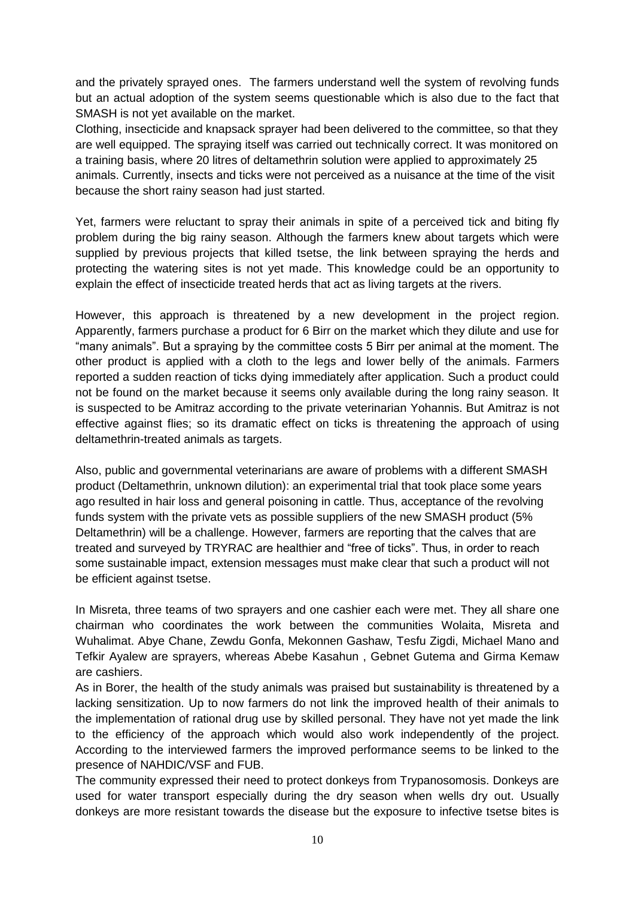and the privately sprayed ones. The farmers understand well the system of revolving funds but an actual adoption of the system seems questionable which is also due to the fact that SMASH is not yet available on the market.

Clothing, insecticide and knapsack sprayer had been delivered to the committee, so that they are well equipped. The spraying itself was carried out technically correct. It was monitored on a training basis, where 20 litres of deltamethrin solution were applied to approximately 25 animals. Currently, insects and ticks were not perceived as a nuisance at the time of the visit because the short rainy season had just started.

Yet, farmers were reluctant to spray their animals in spite of a perceived tick and biting fly problem during the big rainy season. Although the farmers knew about targets which were supplied by previous projects that killed tsetse, the link between spraying the herds and protecting the watering sites is not yet made. This knowledge could be an opportunity to explain the effect of insecticide treated herds that act as living targets at the rivers.

However, this approach is threatened by a new development in the project region. Apparently, farmers purchase a product for 6 Birr on the market which they dilute and use for "many animals". But a spraying by the committee costs 5 Birr per animal at the moment. The other product is applied with a cloth to the legs and lower belly of the animals. Farmers reported a sudden reaction of ticks dying immediately after application. Such a product could not be found on the market because it seems only available during the long rainy season. It is suspected to be Amitraz according to the private veterinarian Yohannis. But Amitraz is not effective against flies; so its dramatic effect on ticks is threatening the approach of using deltamethrin-treated animals as targets.

Also, public and governmental veterinarians are aware of problems with a different SMASH product (Deltamethrin, unknown dilution): an experimental trial that took place some years ago resulted in hair loss and general poisoning in cattle. Thus, acceptance of the revolving funds system with the private vets as possible suppliers of the new SMASH product (5% Deltamethrin) will be a challenge. However, farmers are reporting that the calves that are treated and surveyed by TRYRAC are healthier and "free of ticks". Thus, in order to reach some sustainable impact, extension messages must make clear that such a product will not be efficient against tsetse.

In Misreta, three teams of two sprayers and one cashier each were met. They all share one chairman who coordinates the work between the communities Wolaita, Misreta and Wuhalimat. Abye Chane, Zewdu Gonfa, Mekonnen Gashaw, Tesfu Zigdi, Michael Mano and Tefkir Ayalew are sprayers, whereas Abebe Kasahun , Gebnet Gutema and Girma Kemaw are cashiers.

As in Borer, the health of the study animals was praised but sustainability is threatened by a lacking sensitization. Up to now farmers do not link the improved health of their animals to the implementation of rational drug use by skilled personal. They have not yet made the link to the efficiency of the approach which would also work independently of the project. According to the interviewed farmers the improved performance seems to be linked to the presence of NAHDIC/VSF and FUB.

The community expressed their need to protect donkeys from Trypanosomosis. Donkeys are used for water transport especially during the dry season when wells dry out. Usually donkeys are more resistant towards the disease but the exposure to infective tsetse bites is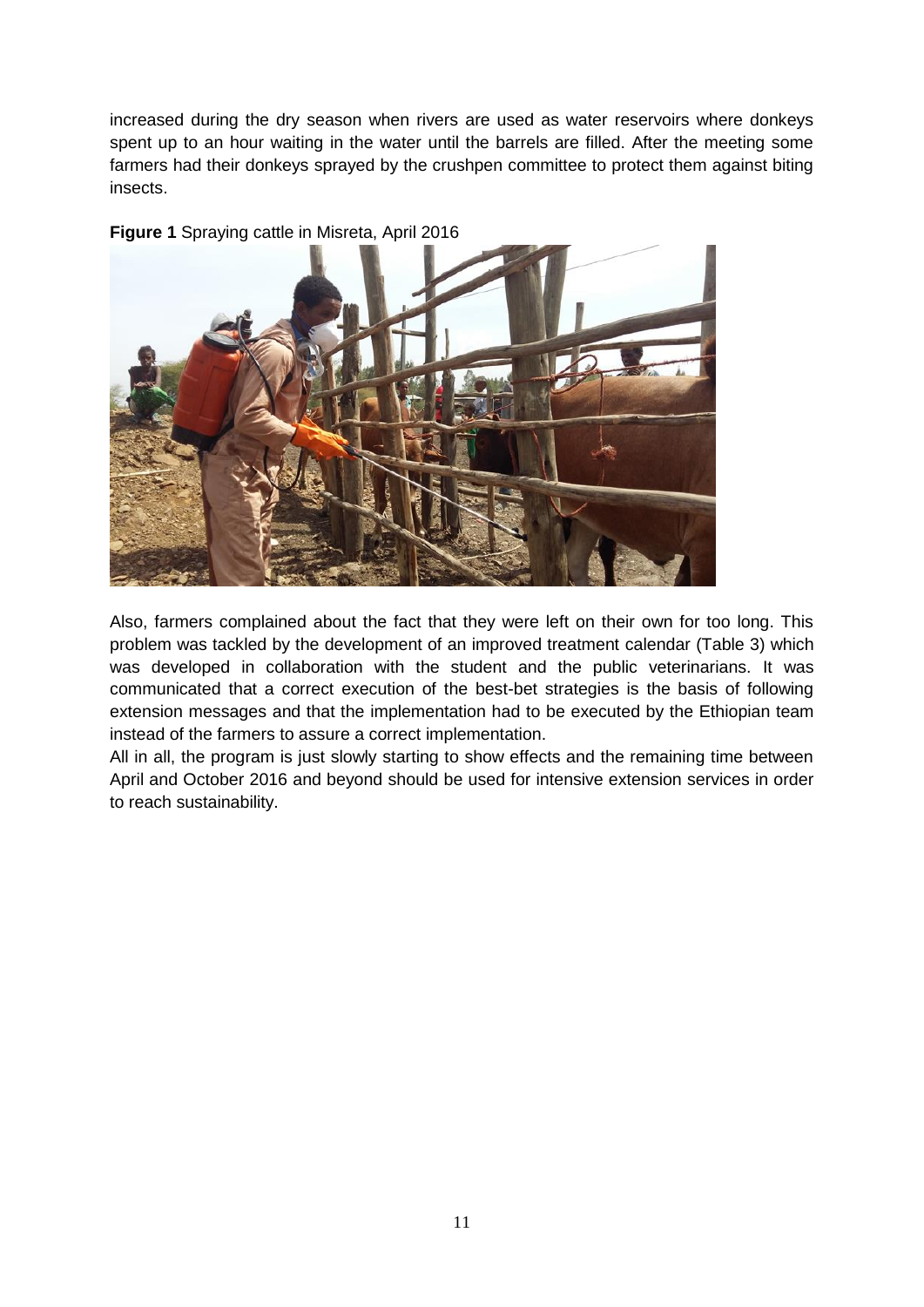increased during the dry season when rivers are used as water reservoirs where donkeys spent up to an hour waiting in the water until the barrels are filled. After the meeting some farmers had their donkeys sprayed by the crushpen committee to protect them against biting insects.

**Figure 1** Spraying cattle in Misreta, April 2016

Also, farmers complained about the fact that they were left on their own for too long. This problem was tackled by the development of an improved treatment calendar (Table 3) which was developed in collaboration with the student and the public veterinarians. It was communicated that a correct execution of the best-bet strategies is the basis of following extension messages and that the implementation had to be executed by the Ethiopian team instead of the farmers to assure a correct implementation.

All in all, the program is just slowly starting to show effects and the remaining time between April and October 2016 and beyond should be used for intensive extension services in order to reach sustainability.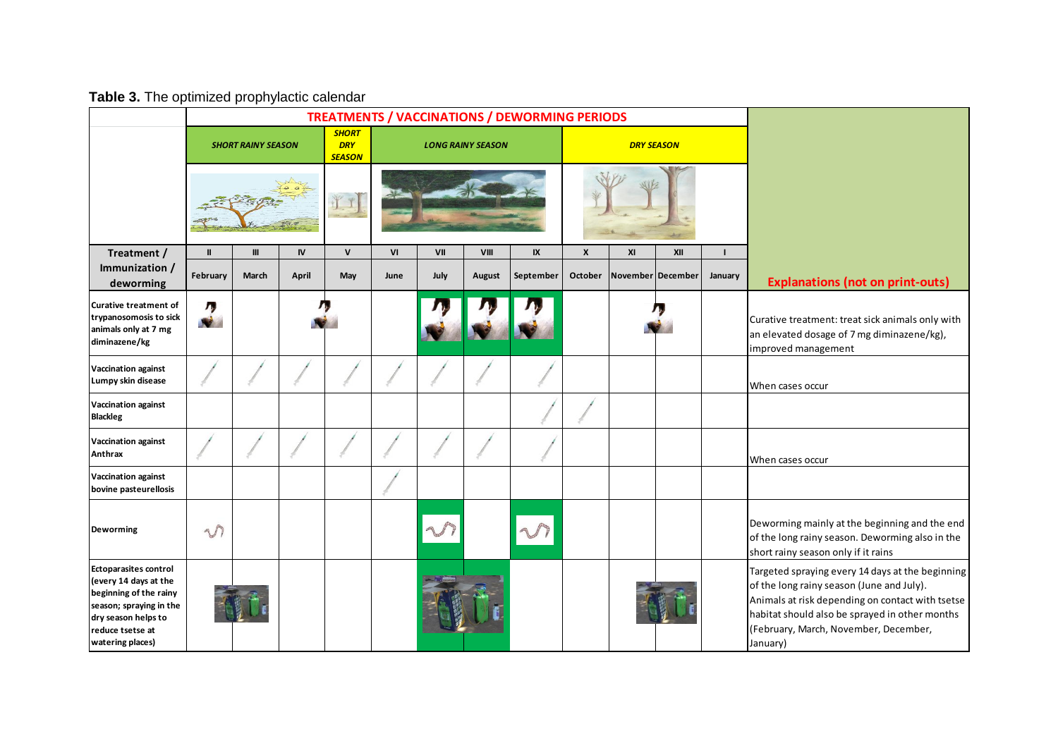**Table 3.** The optimized prophylactic calendar

| Treatment / Immunization / deworming | TREATMENTS / VACCINATIONS / DEWORMING PERIODS | | | | | | | | | | | | Explanations (not on print-outs) |
|---|---|---|---|---|---|---|---|---|---|---|---|---|---|
| | *SHORT RAINY SEASON* | | | *SHORT DRY SEASON* | *LONG RAINY SEASON* | | | | *DRY SEASON* | | | | |
| | II | III | IV | V | VI | VII | VIII | IX | X | XI | XII | I | |
| | February | March | April | May | June | July | August | September | October | November | December | January | |
| Curative treatment of trypanosomosis to sick animals only at 7 mg diminazene/kg | x | | x | x | | x | x | x | | x | x | | Curative treatment: treat sick animals only with an elevated dosage of 7 mg diminazene/kg), improved management |
| Vaccination against Lumpy skin disease | x | x | x | x | x | x | x | x | | | | | When cases occur |
| Vaccination against Blackleg | | | | | | | | x | x | | | | |
| Vaccination against Anthrax | x | x | x | x | x | x | x | x | | | | | When cases occur |
| Vaccination against bovine pasteurellosis | | | | | x | | | | | | | | |
| Deworming | x | | | | | x | | x | | | | | Deworming mainly at the beginning and the end of the long rainy season. Deworming also in the short rainy season only if it rains |
| Ectoparasites control (every 14 days at the beginning of the rainy season; spraying in the dry season helps to reduce tsetse at watering places) | x | x | | | | x | x | | | x | x | | Targeted spraying every 14 days at the beginning of the long rainy season (June and July). Animals at risk depending on contact with tsetse habitat should also be sprayed in other months (February, March, November, December, January) |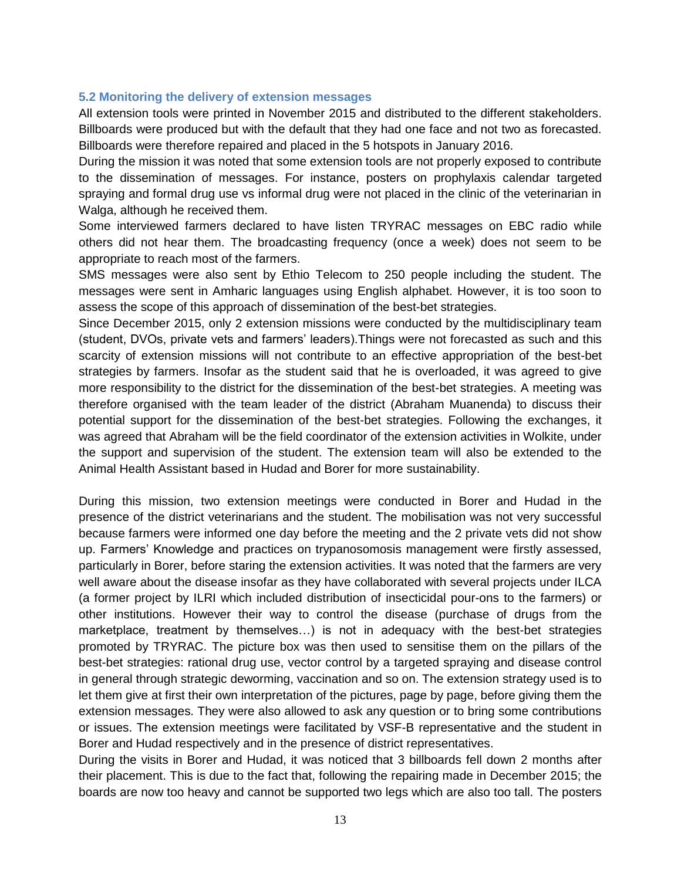### 5.2 Monitoring the delivery of extension messages

All extension tools were printed in November 2015 and distributed to the different stakeholders. Billboards were produced but with the default that they had one face and not two as forecasted. Billboards were therefore repaired and placed in the 5 hotspots in January 2016.

During the mission it was noted that some extension tools are not properly exposed to contribute to the dissemination of messages. For instance, posters on prophylaxis calendar targeted spraying and formal drug use vs informal drug were not placed in the clinic of the veterinarian in Walga, although he received them.

Some interviewed farmers declared to have listen TRYRAC messages on EBC radio while others did not hear them. The broadcasting frequency (once a week) does not seem to be appropriate to reach most of the farmers.

SMS messages were also sent by Ethio Telecom to 250 people including the student. The messages were sent in Amharic languages using English alphabet. However, it is too soon to assess the scope of this approach of dissemination of the best-bet strategies.

Since December 2015, only 2 extension missions were conducted by the multidisciplinary team (student, DVOs, private vets and farmers' leaders).Things were not forecasted as such and this scarcity of extension missions will not contribute to an effective appropriation of the best-bet strategies by farmers. Insofar as the student said that he is overloaded, it was agreed to give more responsibility to the district for the dissemination of the best-bet strategies. A meeting was therefore organised with the team leader of the district (Abraham Muanenda) to discuss their potential support for the dissemination of the best-bet strategies. Following the exchanges, it was agreed that Abraham will be the field coordinator of the extension activities in Wolkite, under the support and supervision of the student. The extension team will also be extended to the Animal Health Assistant based in Hudad and Borer for more sustainability.

During this mission, two extension meetings were conducted in Borer and Hudad in the presence of the district veterinarians and the student. The mobilisation was not very successful because farmers were informed one day before the meeting and the 2 private vets did not show up. Farmers' Knowledge and practices on trypanosomosis management were firstly assessed, particularly in Borer, before staring the extension activities. It was noted that the farmers are very well aware about the disease insofar as they have collaborated with several projects under ILCA (a former project by ILRI which included distribution of insecticidal pour-ons to the farmers) or other institutions. However their way to control the disease (purchase of drugs from the marketplace, treatment by themselves…) is not in adequacy with the best-bet strategies promoted by TRYRAC. The picture box was then used to sensitise them on the pillars of the best-bet strategies: rational drug use, vector control by a targeted spraying and disease control in general through strategic deworming, vaccination and so on. The extension strategy used is to let them give at first their own interpretation of the pictures, page by page, before giving them the extension messages. They were also allowed to ask any question or to bring some contributions or issues. The extension meetings were facilitated by VSF-B representative and the student in Borer and Hudad respectively and in the presence of district representatives.

During the visits in Borer and Hudad, it was noticed that 3 billboards fell down 2 months after their placement. This is due to the fact that, following the repairing made in December 2015; the boards are now too heavy and cannot be supported two legs which are also too tall. The posters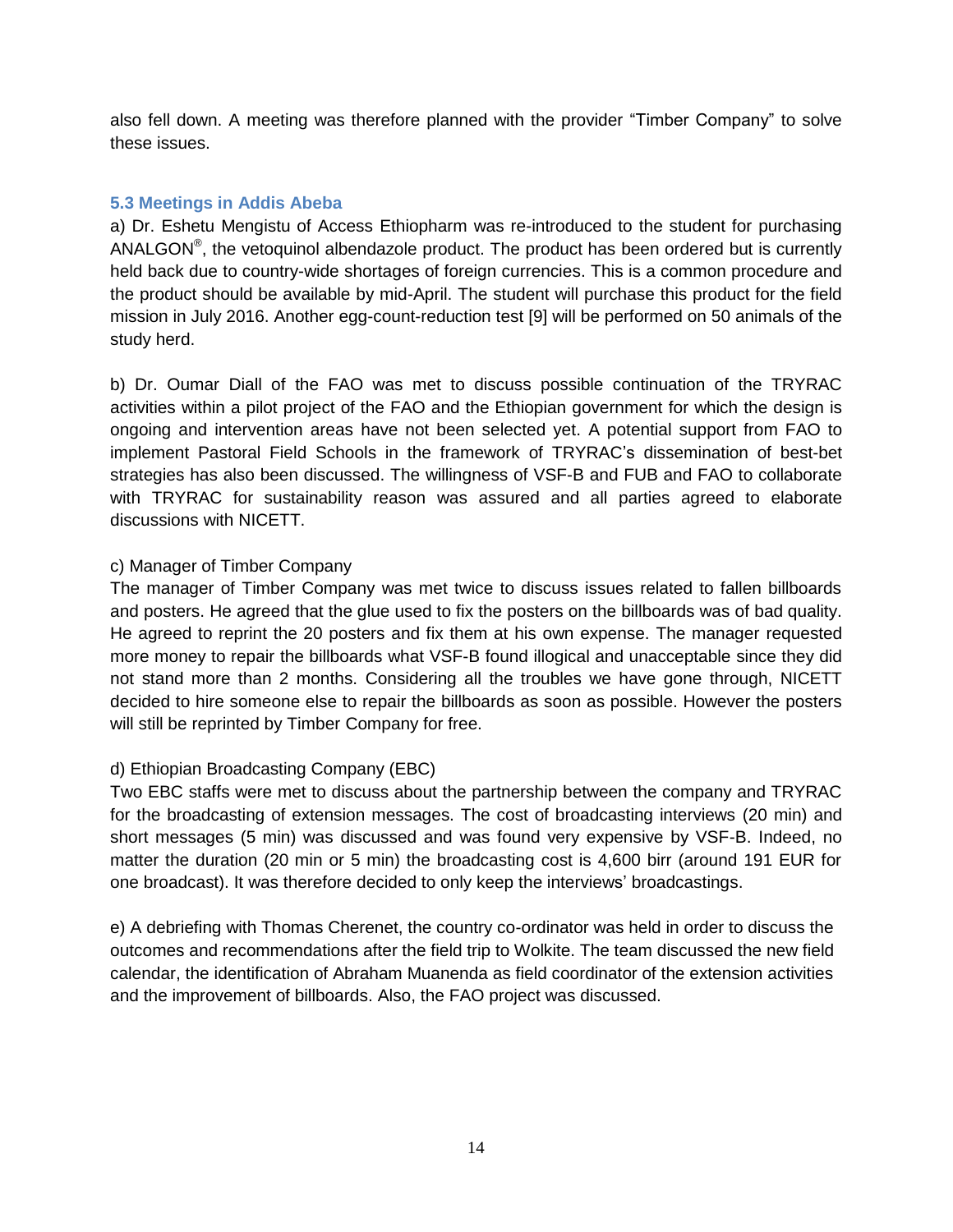also fell down. A meeting was therefore planned with the provider “Timber Company” to solve these issues.

### 5.3 Meetings in Addis Abeba

a) Dr. Eshetu Mengistu of Access Ethiopharm was re-introduced to the student for purchasing ANALGON®, the vetoquinol albendazole product. The product has been ordered but is currently held back due to country-wide shortages of foreign currencies. This is a common procedure and the product should be available by mid-April. The student will purchase this product for the field mission in July 2016. Another egg-count-reduction test [9] will be performed on 50 animals of the study herd.

b) Dr. Oumar Diall of the FAO was met to discuss possible continuation of the TRYRAC activities within a pilot project of the FAO and the Ethiopian government for which the design is ongoing and intervention areas have not been selected yet. A potential support from FAO to implement Pastoral Field Schools in the framework of TRYRAC’s dissemination of best-bet strategies has also been discussed. The willingness of VSF-B and FUB and FAO to collaborate with TRYRAC for sustainability reason was assured and all parties agreed to elaborate discussions with NICETT.

c) Manager of Timber Company

The manager of Timber Company was met twice to discuss issues related to fallen billboards and posters. He agreed that the glue used to fix the posters on the billboards was of bad quality. He agreed to reprint the 20 posters and fix them at his own expense. The manager requested more money to repair the billboards what VSF-B found illogical and unacceptable since they did not stand more than 2 months. Considering all the troubles we have gone through, NICETT decided to hire someone else to repair the billboards as soon as possible. However the posters will still be reprinted by Timber Company for free.

d) Ethiopian Broadcasting Company (EBC)

Two EBC staffs were met to discuss about the partnership between the company and TRYRAC for the broadcasting of extension messages. The cost of broadcasting interviews (20 min) and short messages (5 min) was discussed and was found very expensive by VSF-B. Indeed, no matter the duration (20 min or 5 min) the broadcasting cost is 4,600 birr (around 191 EUR for one broadcast). It was therefore decided to only keep the interviews’ broadcastings.

e) A debriefing with Thomas Cherenet, the country co-ordinator was held in order to discuss the outcomes and recommendations after the field trip to Wolkite. The team discussed the new field calendar, the identification of Abraham Muanenda as field coordinator of the extension activities and the improvement of billboards. Also, the FAO project was discussed.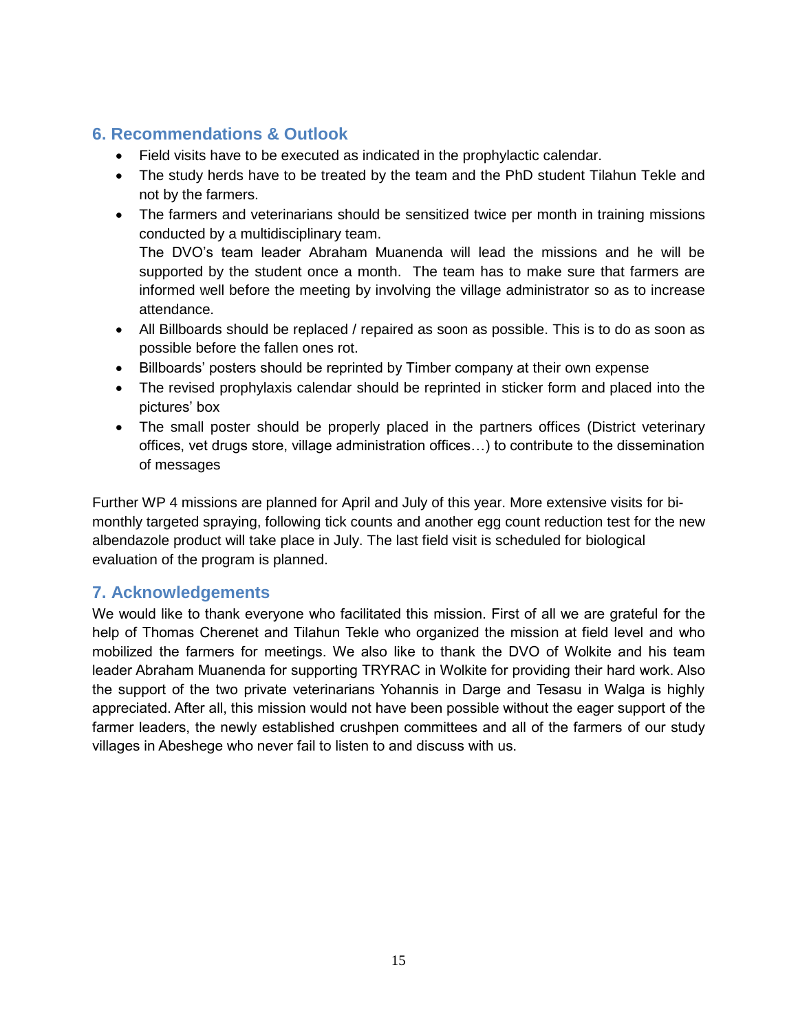## 6. Recommendations & Outlook

- Field visits have to be executed as indicated in the prophylactic calendar.
- The study herds have to be treated by the team and the PhD student Tilahun Tekle and not by the farmers.
- The farmers and veterinarians should be sensitized twice per month in training missions conducted by a multidisciplinary team.
  The DVO's team leader Abraham Muanenda will lead the missions and he will be supported by the student once a month. The team has to make sure that farmers are informed well before the meeting by involving the village administrator so as to increase attendance.
- All Billboards should be replaced / repaired as soon as possible. This is to do as soon as possible before the fallen ones rot.
- Billboards' posters should be reprinted by Timber company at their own expense
- The revised prophylaxis calendar should be reprinted in sticker form and placed into the pictures' box
- The small poster should be properly placed in the partners offices (District veterinary offices, vet drugs store, village administration offices…) to contribute to the dissemination of messages

Further WP 4 missions are planned for April and July of this year. More extensive visits for bi-monthly targeted spraying, following tick counts and another egg count reduction test for the new albendazole product will take place in July. The last field visit is scheduled for biological evaluation of the program is planned.

## 7. Acknowledgements

We would like to thank everyone who facilitated this mission. First of all we are grateful for the help of Thomas Cherenet and Tilahun Tekle who organized the mission at field level and who mobilized the farmers for meetings. We also like to thank the DVO of Wolkite and his team leader Abraham Muanenda for supporting TRYRAC in Wolkite for providing their hard work. Also the support of the two private veterinarians Yohannis in Darge and Tesasu in Walga is highly appreciated. After all, this mission would not have been possible without the eager support of the farmer leaders, the newly established crushpen committees and all of the farmers of our study villages in Abeshege who never fail to listen to and discuss with us.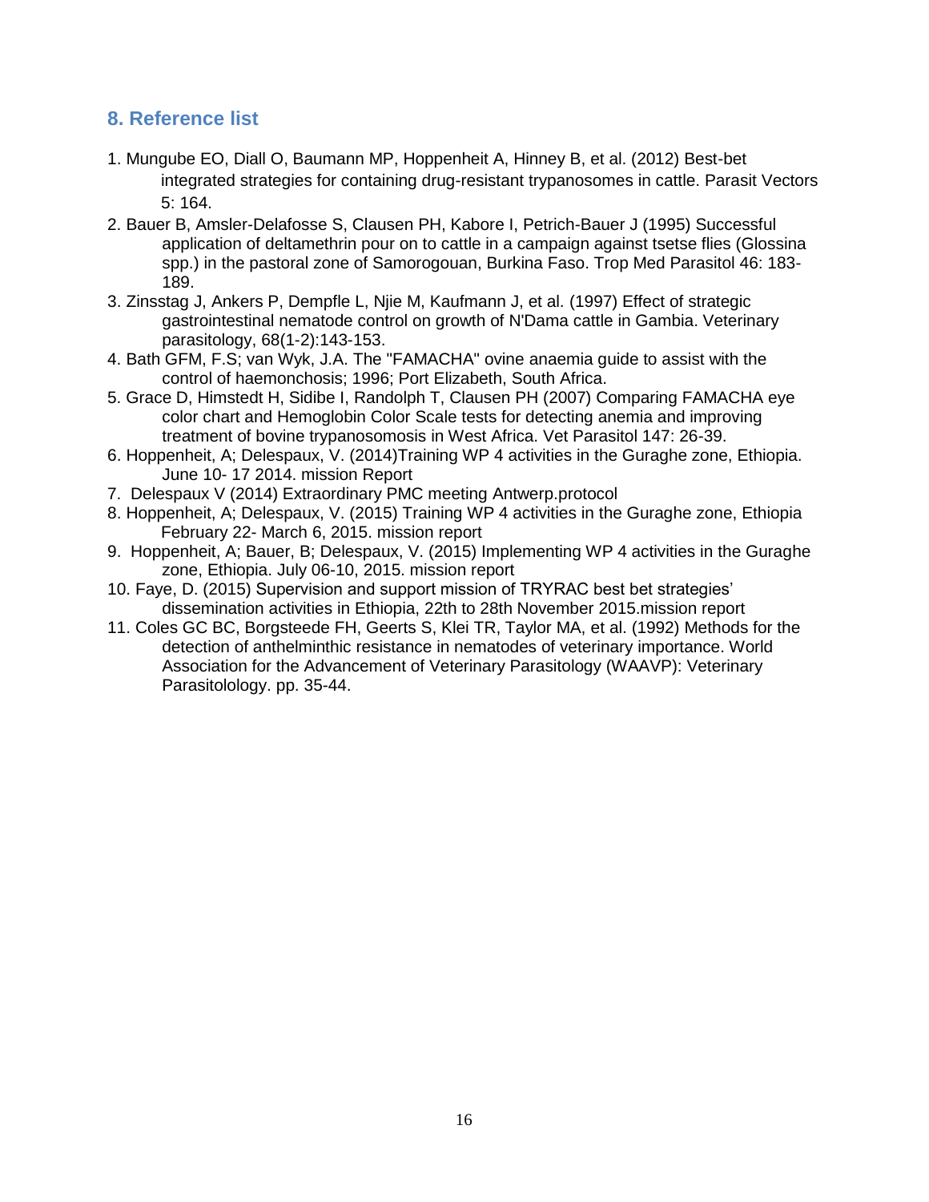## 8. Reference list

1. Mungube EO, Diall O, Baumann MP, Hoppenheit A, Hinney B, et al. (2012) Best-bet integrated strategies for containing drug-resistant trypanosomes in cattle. Parasit Vectors 5: 164.
2. Bauer B, Amsler-Delafosse S, Clausen PH, Kabore I, Petrich-Bauer J (1995) Successful application of deltamethrin pour on to cattle in a campaign against tsetse flies (Glossina spp.) in the pastoral zone of Samorogouan, Burkina Faso. Trop Med Parasitol 46: 183-189.
3. Zinsstag J, Ankers P, Dempfle L, Njie M, Kaufmann J, et al. (1997) Effect of strategic gastrointestinal nematode control on growth of N'Dama cattle in Gambia. Veterinary parasitology, 68(1-2):143-153.
4. Bath GFM, F.S; van Wyk, J.A. The "FAMACHA" ovine anaemia guide to assist with the control of haemonchosis; 1996; Port Elizabeth, South Africa.
5. Grace D, Himstedt H, Sidibe I, Randolph T, Clausen PH (2007) Comparing FAMACHA eye color chart and Hemoglobin Color Scale tests for detecting anemia and improving treatment of bovine trypanosomosis in West Africa. Vet Parasitol 147: 26-39.
6. Hoppenheit, A; Delespaux, V. (2014)Training WP 4 activities in the Guraghe zone, Ethiopia. June 10- 17 2014. mission Report
7. Delespaux V (2014) Extraordinary PMC meeting Antwerp.protocol
8. Hoppenheit, A; Delespaux, V. (2015) Training WP 4 activities in the Guraghe zone, Ethiopia February 22- March 6, 2015. mission report
9. Hoppenheit, A; Bauer, B; Delespaux, V. (2015) Implementing WP 4 activities in the Guraghe zone, Ethiopia. July 06-10, 2015. mission report
10. Faye, D. (2015) Supervision and support mission of TRYRAC best bet strategies' dissemination activities in Ethiopia, 22th to 28th November 2015.mission report
11. Coles GC BC, Borgsteede FH, Geerts S, Klei TR, Taylor MA, et al. (1992) Methods for the detection of anthelminthic resistance in nematodes of veterinary importance. World Association for the Advancement of Veterinary Parasitology (WAAVP): Veterinary Parasitolology. pp. 35-44.